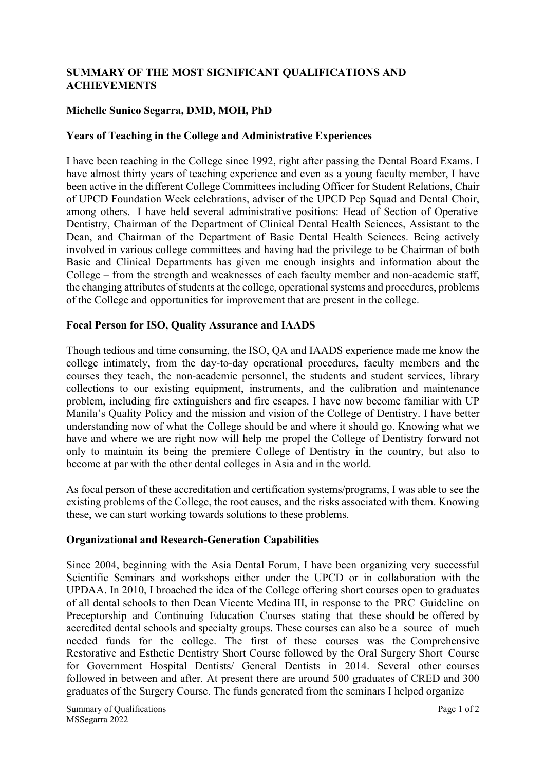**SUMMARY OF THE MOST SIGNIFICANT QUALIFICATIONS AND ACHIEVEMENTS**

**Michelle Sunico Segarra, DMD, MOH, PhD**

**Years of Teaching in the College and Administrative Experiences**

I have been teaching in the College since 1992, right after passing the Dental Board Exams. I have almost thirty years of teaching experience and even as a young faculty member, I have been active in the different College Committees including Officer for Student Relations, Chair of UPCD Foundation Week celebrations, adviser of the UPCD Pep Squad and Dental Choir, among others. I have held several administrative positions: Head of Section of Operative Dentistry, Chairman of the Department of Clinical Dental Health Sciences, Assistant to the Dean, and Chairman of the Department of Basic Dental Health Sciences. Being actively involved in various college committees and having had the privilege to be Chairman of both Basic and Clinical Departments has given me enough insights and information about the College – from the strength and weaknesses of each faculty member and non-academic staff, the changing attributes of students at the college, operational systems and procedures, problems of the College and opportunities for improvement that are present in the college.

**Focal Person for ISO, Quality Assurance and IAADS**

Though tedious and time consuming, the ISO, QA and IAADS experience made me know the college intimately, from the day-to-day operational procedures, faculty members and the courses they teach, the non-academic personnel, the students and student services, library collections to our existing equipment, instruments, and the calibration and maintenance problem, including fire extinguishers and fire escapes. I have now become familiar with UP Manila's Quality Policy and the mission and vision of the College of Dentistry. I have better understanding now of what the College should be and where it should go. Knowing what we have and where we are right now will help me propel the College of Dentistry forward not only to maintain its being the premiere College of Dentistry in the country, but also to become at par with the other dental colleges in Asia and in the world.

As focal person of these accreditation and certification systems/programs, I was able to see the existing problems of the College, the root causes, and the risks associated with them. Knowing these, we can start working towards solutions to these problems.

**Organizational and Research-Generation Capabilities**

Since 2004, beginning with the Asia Dental Forum, I have been organizing very successful Scientific Seminars and workshops either under the UPCD or in collaboration with the UPDAA. In 2010, I broached the idea of the College offering short courses open to graduates of all dental schools to then Dean Vicente Medina III, in response to the PRC Guideline on Preceptorship and Continuing Education Courses stating that these should be offered by accredited dental schools and specialty groups. These courses can also be a source of much needed funds for the college. The first of these courses was the Comprehensive Restorative and Esthetic Dentistry Short Course followed by the Oral Surgery Short Course for Government Hospital Dentists/ General Dentists in 2014. Several other courses followed in between and after. At present there are around 500 graduates of CRED and 300 graduates of the Surgery Course. The funds generated from the seminars I helped organize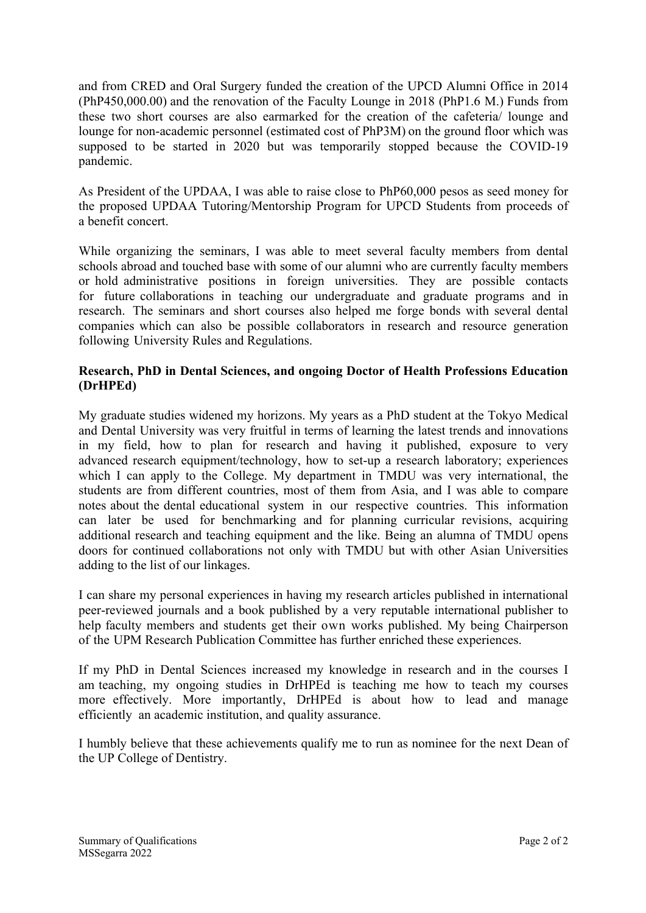and from CRED and Oral Surgery funded the creation of the UPCD Alumni Office in 2014 (PhP450,000.00) and the renovation of the Faculty Lounge in 2018 (PhP1.6 M.) Funds from these two short courses are also earmarked for the creation of the cafeteria/ lounge and lounge for non-academic personnel (estimated cost of PhP3M) on the ground floor which was supposed to be started in 2020 but was temporarily stopped because the COVID-19 pandemic.

As President of the UPDAA, I was able to raise close to PhP60,000 pesos as seed money for the proposed UPDAA Tutoring/Mentorship Program for UPCD Students from proceeds of a benefit concert.

While organizing the seminars, I was able to meet several faculty members from dental schools abroad and touched base with some of our alumni who are currently faculty members or hold administrative positions in foreign universities. They are possible contacts for future collaborations in teaching our undergraduate and graduate programs and in research. The seminars and short courses also helped me forge bonds with several dental companies which can also be possible collaborators in research and resource generation following University Rules and Regulations.

**Research, PhD in Dental Sciences, and ongoing Doctor of Health Professions Education (DrHPEd)**

My graduate studies widened my horizons. My years as a PhD student at the Tokyo Medical and Dental University was very fruitful in terms of learning the latest trends and innovations in my field, how to plan for research and having it published, exposure to very advanced research equipment/technology, how to set-up a research laboratory; experiences which I can apply to the College. My department in TMDU was very international, the students are from different countries, most of them from Asia, and I was able to compare notes about the dental educational system in our respective countries. This information can later be used for benchmarking and for planning curricular revisions, acquiring additional research and teaching equipment and the like. Being an alumna of TMDU opens doors for continued collaborations not only with TMDU but with other Asian Universities adding to the list of our linkages.

I can share my personal experiences in having my research articles published in international peer-reviewed journals and a book published by a very reputable international publisher to help faculty members and students get their own works published. My being Chairperson of the UPM Research Publication Committee has further enriched these experiences.

If my PhD in Dental Sciences increased my knowledge in research and in the courses I am teaching, my ongoing studies in DrHPEd is teaching me how to teach my courses more effectively. More importantly, DrHPEd is about how to lead and manage efficiently an academic institution, and quality assurance.

I humbly believe that these achievements qualify me to run as nominee for the next Dean of the UP College of Dentistry.